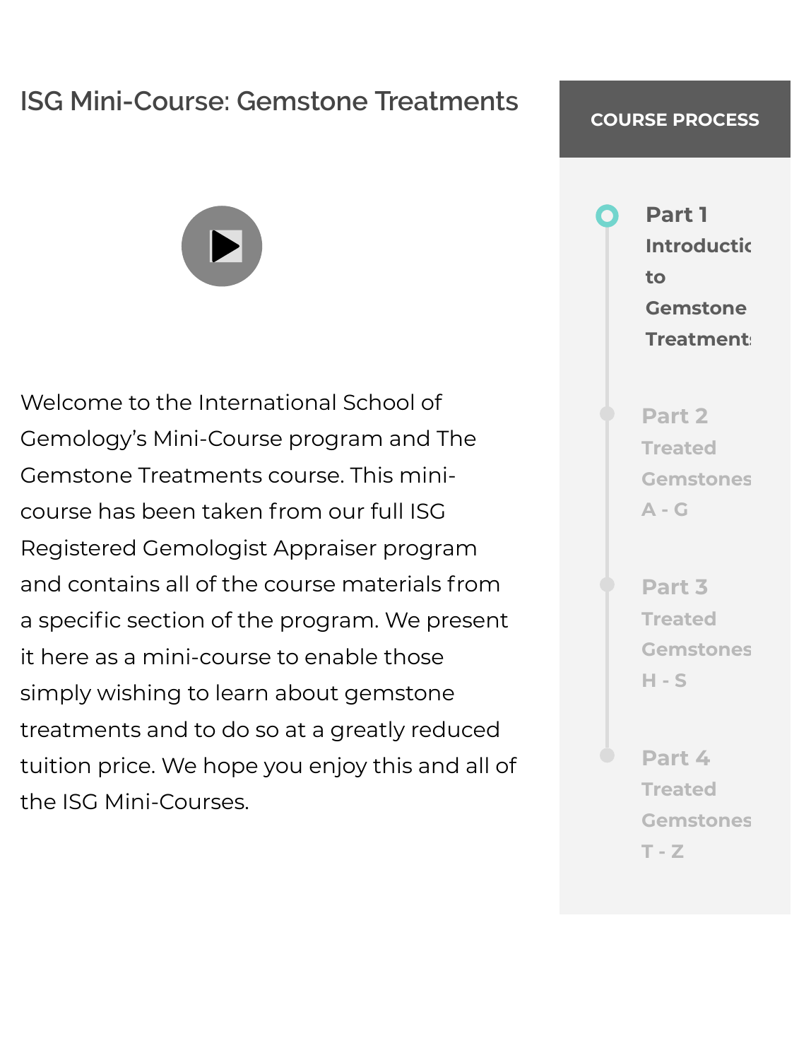# ISG Mini-Course: Gemstone Treatments

Welcome to the International School of Gemology's Mini-Course program and The Gemstone Treatments course. This mini-course has been taken from our full ISG Registered Gemologist Appraiser program and contains all of the course materials from a specific section of the program. We present it here as a mini-course to enable those simply wishing to learn about gemstone treatments and to do so at a greatly reduced tuition price. We hope you enjoy this and all of the ISG Mini-Courses.

**COURSE PROCESS**

- **Part 1** Introduction to Gemstone Treatments
- **Part 2** Treated Gemstones A - G
- **Part 3** Treated Gemstones H - S
- **Part 4** Treated Gemstones T - Z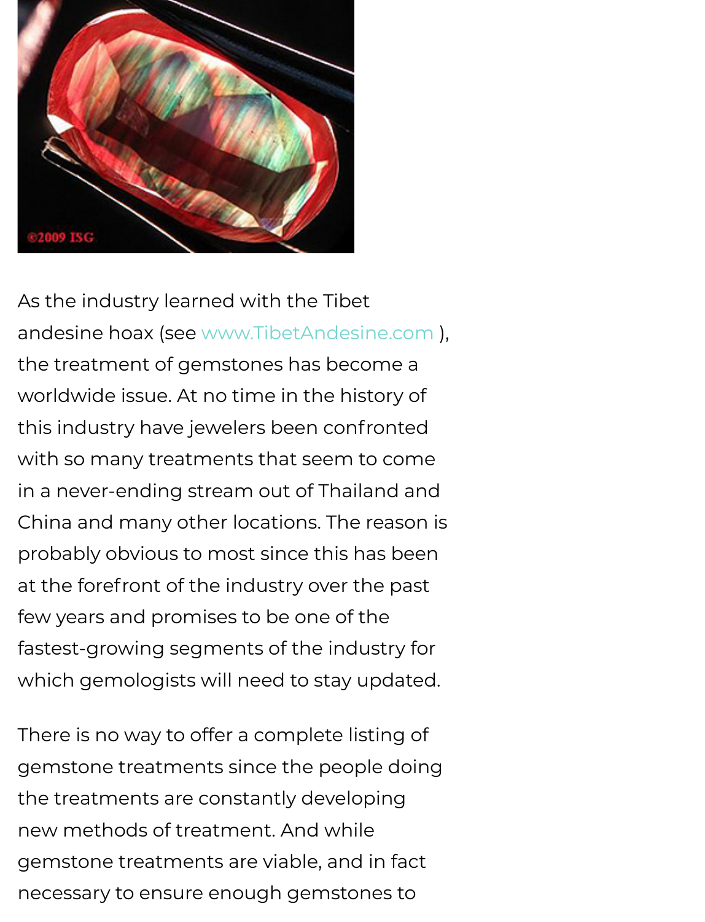As the industry learned with the Tibet andesine hoax (see www.TibetAndesine.com ), the treatment of gemstones has become a worldwide issue. At no time in the history of this industry have jewelers been confronted with so many treatments that seem to come in a never-ending stream out of Thailand and China and many other locations. The reason is probably obvious to most since this has been at the forefront of the industry over the past few years and promises to be one of the fastest-growing segments of the industry for which gemologists will need to stay updated.

There is no way to offer a complete listing of gemstone treatments since the people doing the treatments are constantly developing new methods of treatment. And while gemstone treatments are viable, and in fact necessary to ensure enough gemstones to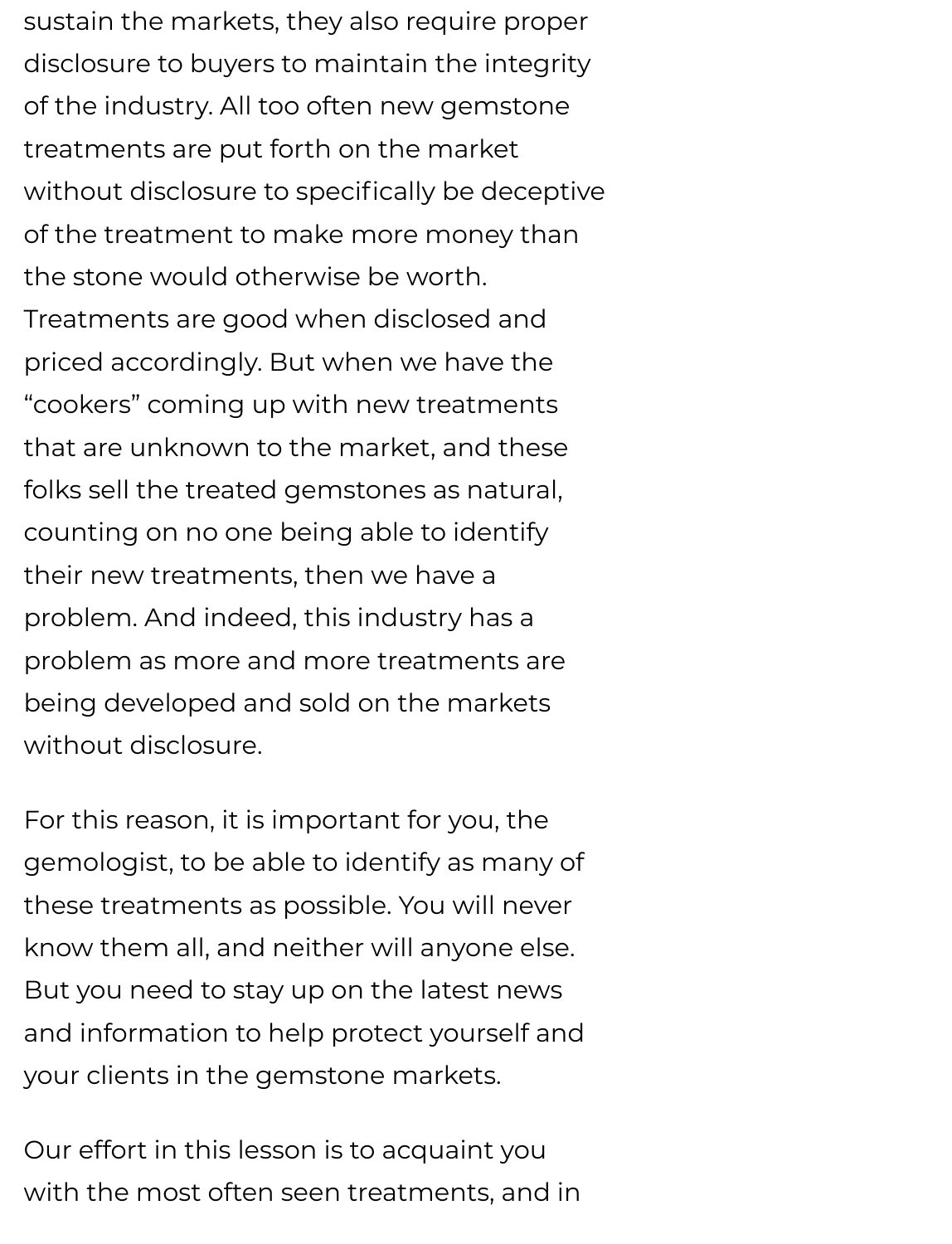sustain the markets, they also require proper disclosure to buyers to maintain the integrity of the industry. All too often new gemstone treatments are put forth on the market without disclosure to specifically be deceptive of the treatment to make more money than the stone would otherwise be worth. Treatments are good when disclosed and priced accordingly. But when we have the "cookers" coming up with new treatments that are unknown to the market, and these folks sell the treated gemstones as natural, counting on no one being able to identify their new treatments, then we have a problem. And indeed, this industry has a problem as more and more treatments are being developed and sold on the markets without disclosure.

For this reason, it is important for you, the gemologist, to be able to identify as many of these treatments as possible. You will never know them all, and neither will anyone else. But you need to stay up on the latest news and information to help protect yourself and your clients in the gemstone markets.

Our effort in this lesson is to acquaint you with the most often seen treatments, and in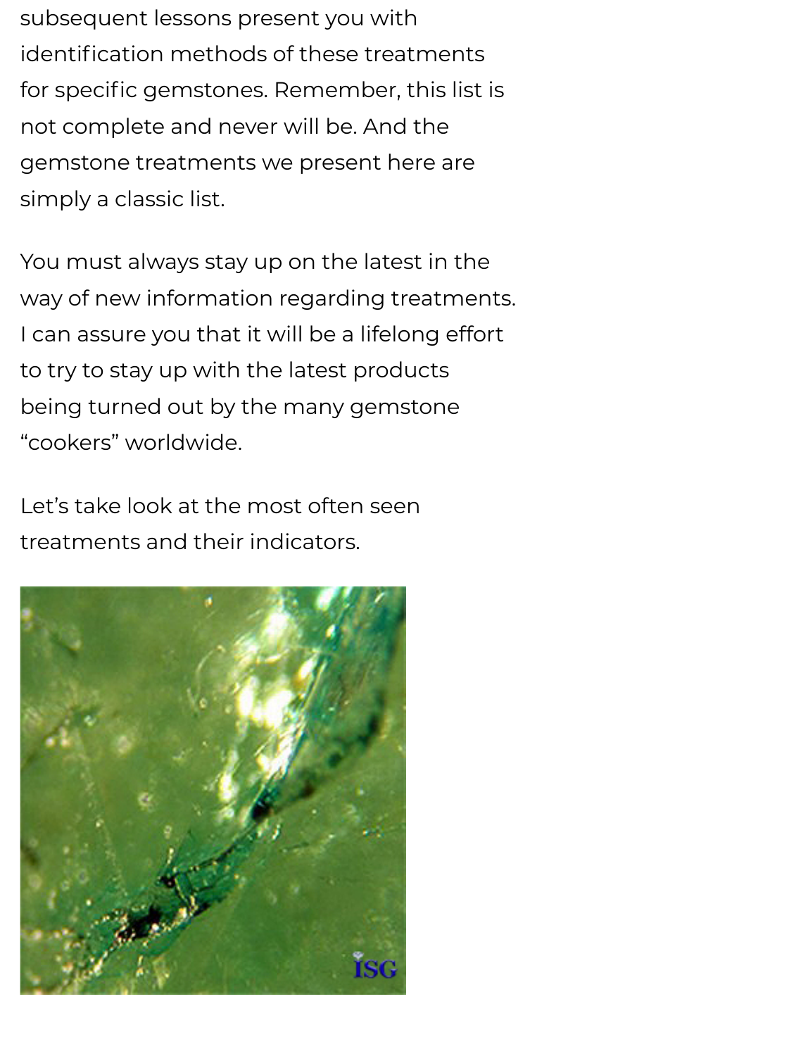subsequent lessons present you with identification methods of these treatments for specific gemstones. Remember, this list is not complete and never will be. And the gemstone treatments we present here are simply a classic list.

You must always stay up on the latest in the way of new information regarding treatments. I can assure you that it will be a lifelong effort to try to stay up with the latest products being turned out by the many gemstone "cookers" worldwide.

Let's take look at the most often seen treatments and their indicators.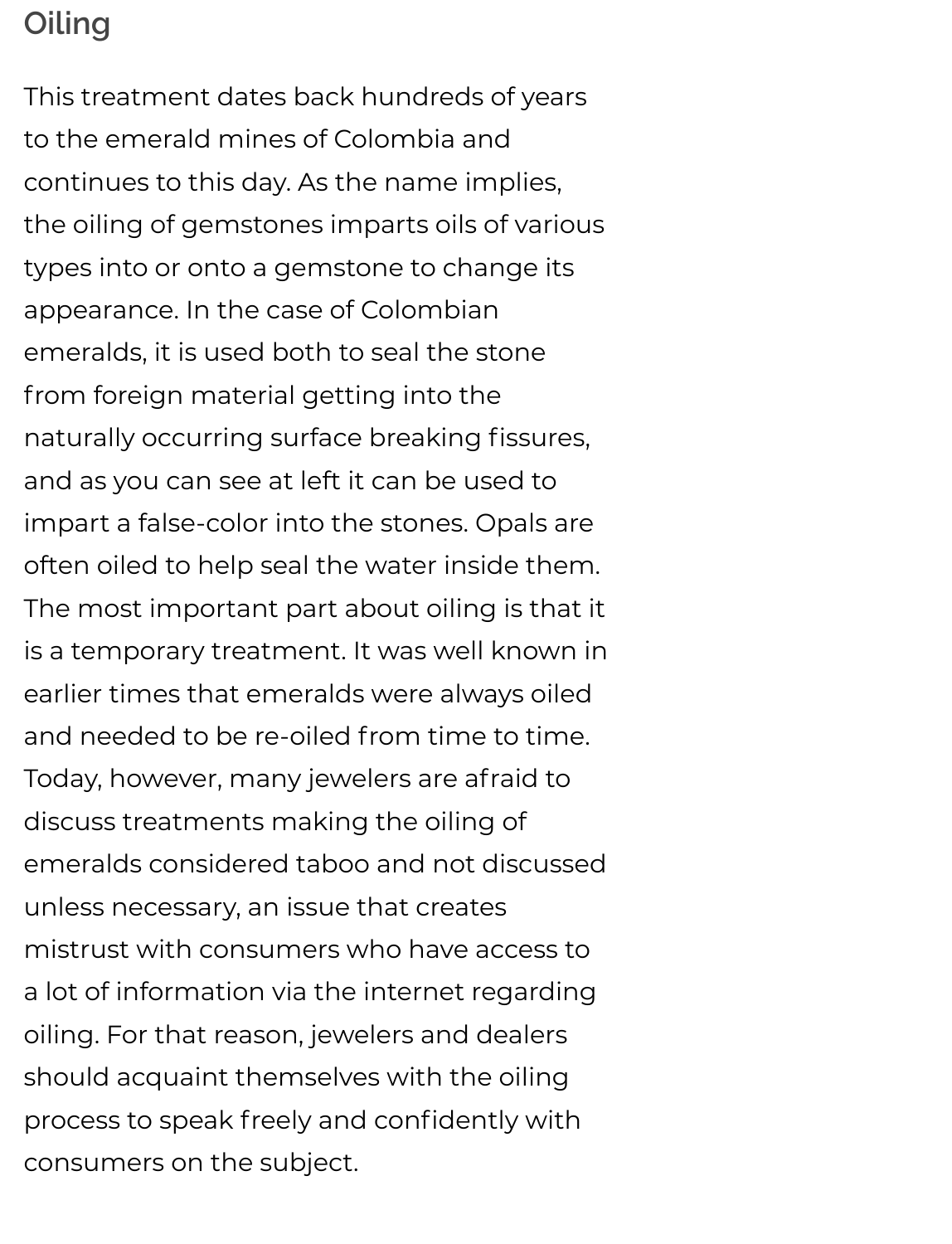## Oiling

This treatment dates back hundreds of years to the emerald mines of Colombia and continues to this day. As the name implies, the oiling of gemstones imparts oils of various types into or onto a gemstone to change its appearance. In the case of Colombian emeralds, it is used both to seal the stone from foreign material getting into the naturally occurring surface breaking fissures, and as you can see at left it can be used to impart a false-color into the stones. Opals are often oiled to help seal the water inside them. The most important part about oiling is that it is a temporary treatment. It was well known in earlier times that emeralds were always oiled and needed to be re-oiled from time to time. Today, however, many jewelers are afraid to discuss treatments making the oiling of emeralds considered taboo and not discussed unless necessary, an issue that creates mistrust with consumers who have access to a lot of information via the internet regarding oiling. For that reason, jewelers and dealers should acquaint themselves with the oiling process to speak freely and confidently with consumers on the subject.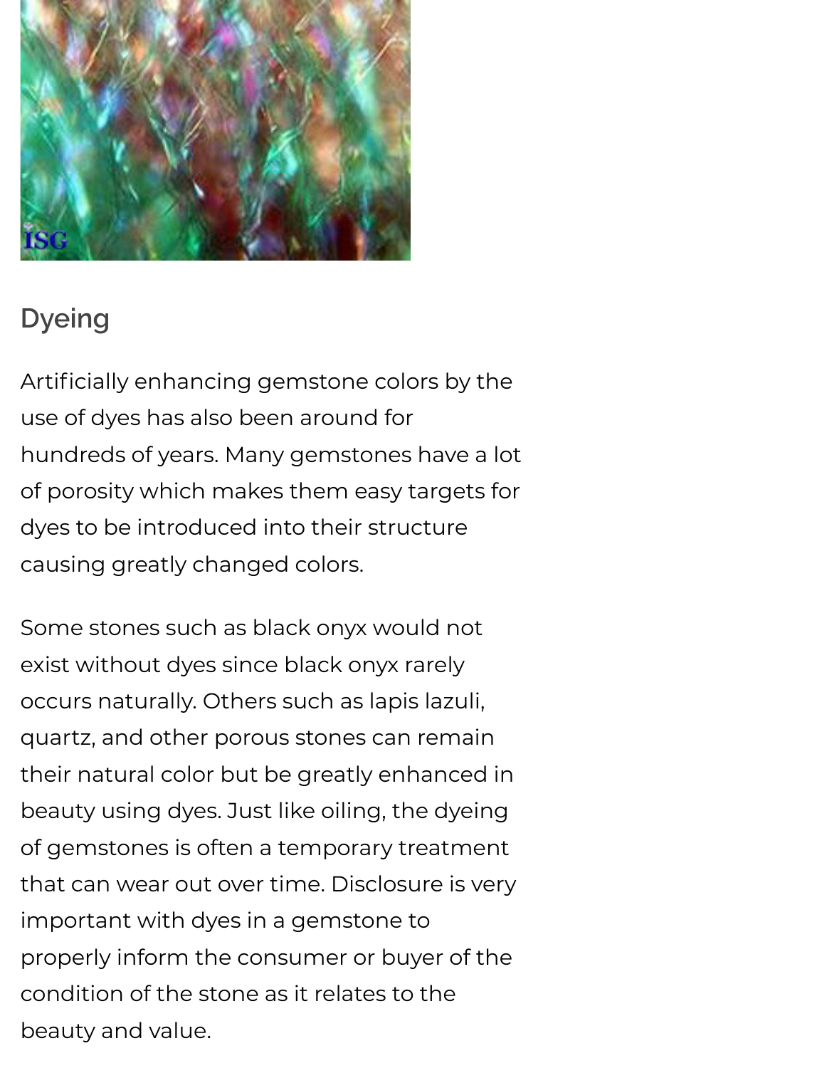## Dyeing

Artificially enhancing gemstone colors by the use of dyes has also been around for hundreds of years. Many gemstones have a lot of porosity which makes them easy targets for dyes to be introduced into their structure causing greatly changed colors.

Some stones such as black onyx would not exist without dyes since black onyx rarely occurs naturally. Others such as lapis lazuli, quartz, and other porous stones can remain their natural color but be greatly enhanced in beauty using dyes. Just like oiling, the dyeing of gemstones is often a temporary treatment that can wear out over time. Disclosure is very important with dyes in a gemstone to properly inform the consumer or buyer of the condition of the stone as it relates to the beauty and value.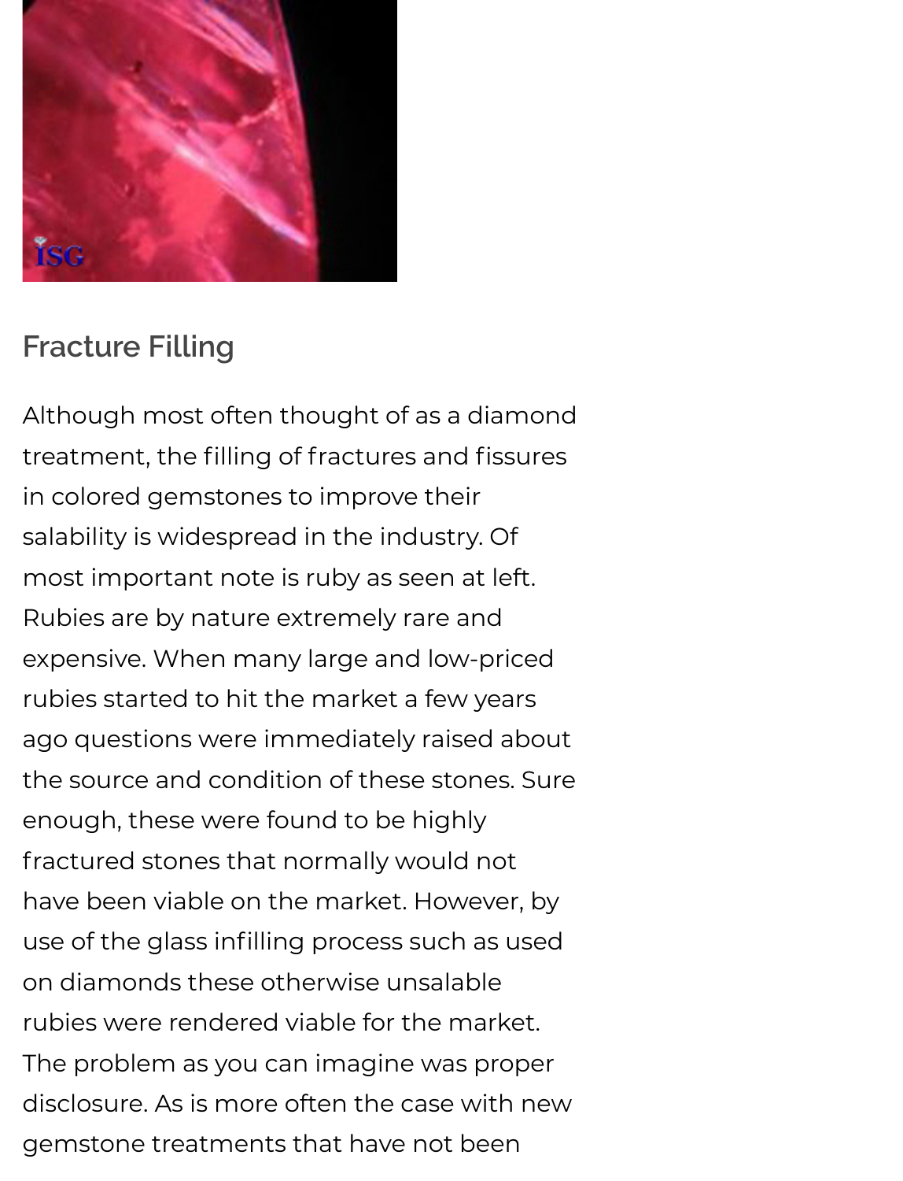## Fracture Filling

Although most often thought of as a diamond treatment, the filling of fractures and fissures in colored gemstones to improve their salability is widespread in the industry. Of most important note is ruby as seen at left. Rubies are by nature extremely rare and expensive. When many large and low-priced rubies started to hit the market a few years ago questions were immediately raised about the source and condition of these stones. Sure enough, these were found to be highly fractured stones that normally would not have been viable on the market. However, by use of the glass infilling process such as used on diamonds these otherwise unsalable rubies were rendered viable for the market. The problem as you can imagine was proper disclosure. As is more often the case with new gemstone treatments that have not been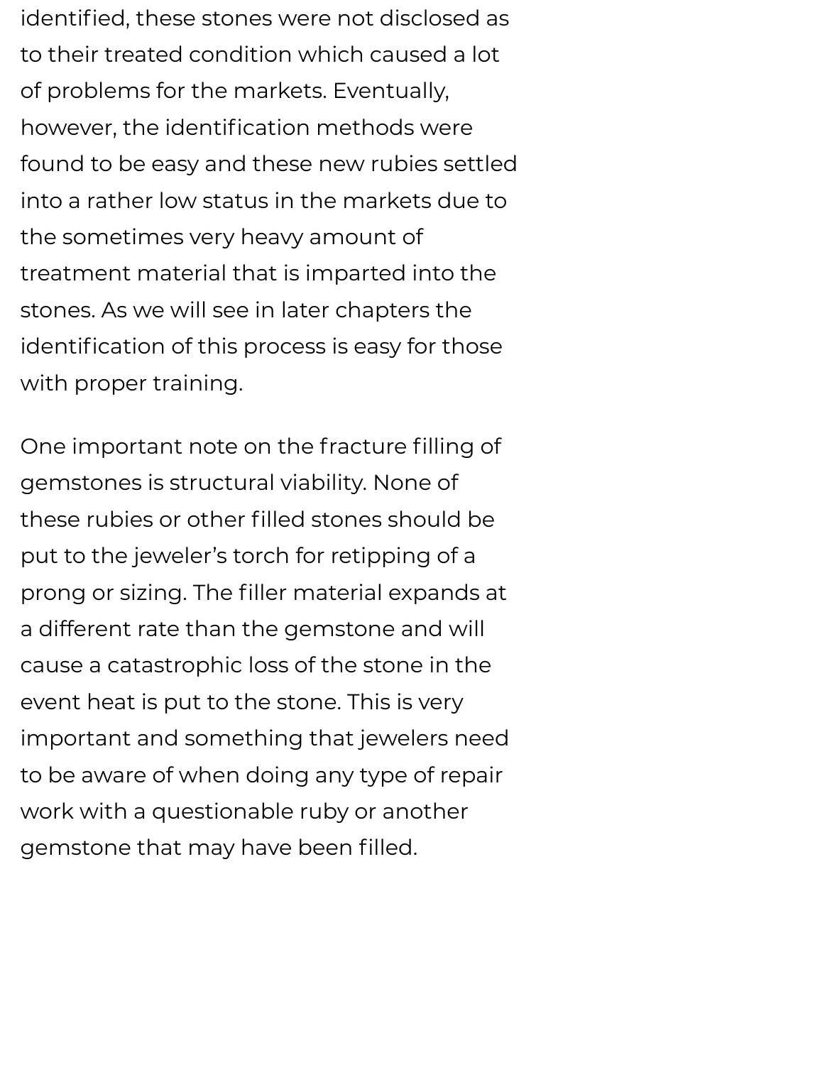identified, these stones were not disclosed as to their treated condition which caused a lot of problems for the markets. Eventually, however, the identification methods were found to be easy and these new rubies settled into a rather low status in the markets due to the sometimes very heavy amount of treatment material that is imparted into the stones. As we will see in later chapters the identification of this process is easy for those with proper training.

One important note on the fracture filling of gemstones is structural viability. None of these rubies or other filled stones should be put to the jeweler's torch for retipping of a prong or sizing. The filler material expands at a different rate than the gemstone and will cause a catastrophic loss of the stone in the event heat is put to the stone. This is very important and something that jewelers need to be aware of when doing any type of repair work with a questionable ruby or another gemstone that may have been filled.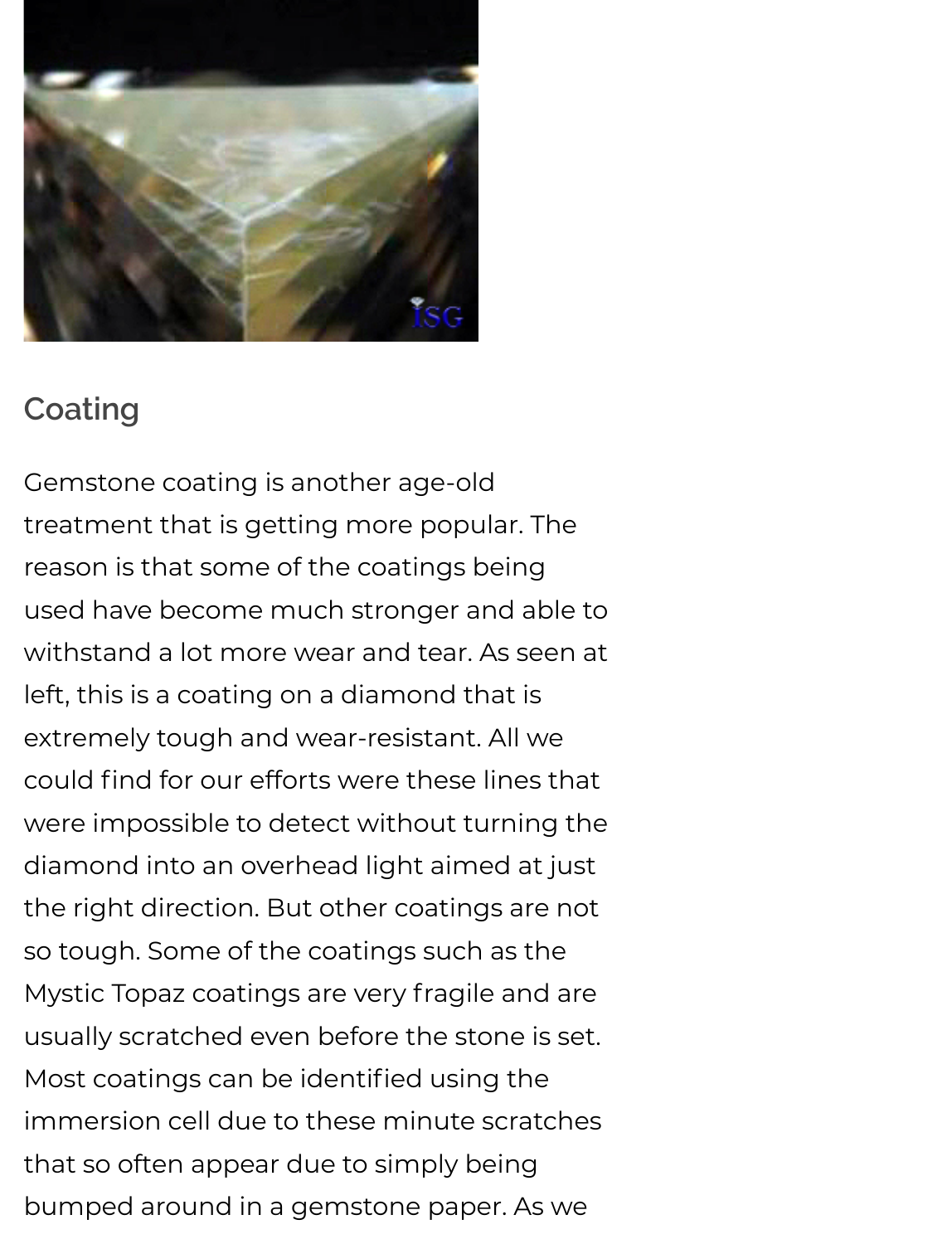## Coating

Gemstone coating is another age-old treatment that is getting more popular. The reason is that some of the coatings being used have become much stronger and able to withstand a lot more wear and tear. As seen at left, this is a coating on a diamond that is extremely tough and wear-resistant. All we could find for our efforts were these lines that were impossible to detect without turning the diamond into an overhead light aimed at just the right direction. But other coatings are not so tough. Some of the coatings such as the Mystic Topaz coatings are very fragile and are usually scratched even before the stone is set. Most coatings can be identified using the immersion cell due to these minute scratches that so often appear due to simply being bumped around in a gemstone paper. As we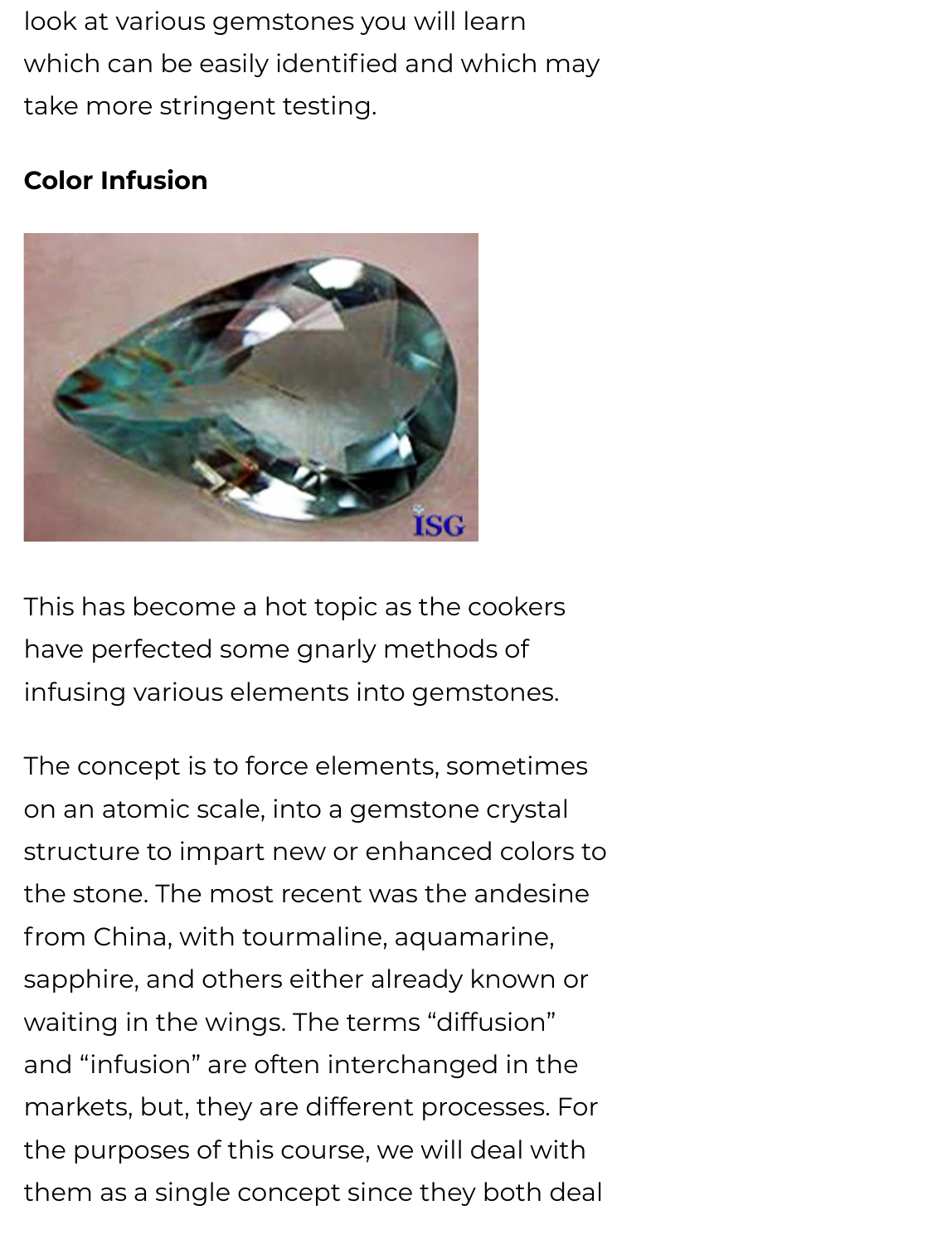look at various gemstones you will learn which can be easily identified and which may take more stringent testing.

**Color Infusion**

This has become a hot topic as the cookers have perfected some gnarly methods of infusing various elements into gemstones.

The concept is to force elements, sometimes on an atomic scale, into a gemstone crystal structure to impart new or enhanced colors to the stone. The most recent was the andesine from China, with tourmaline, aquamarine, sapphire, and others either already known or waiting in the wings. The terms "diffusion" and "infusion" are often interchanged in the markets, but, they are different processes. For the purposes of this course, we will deal with them as a single concept since they both deal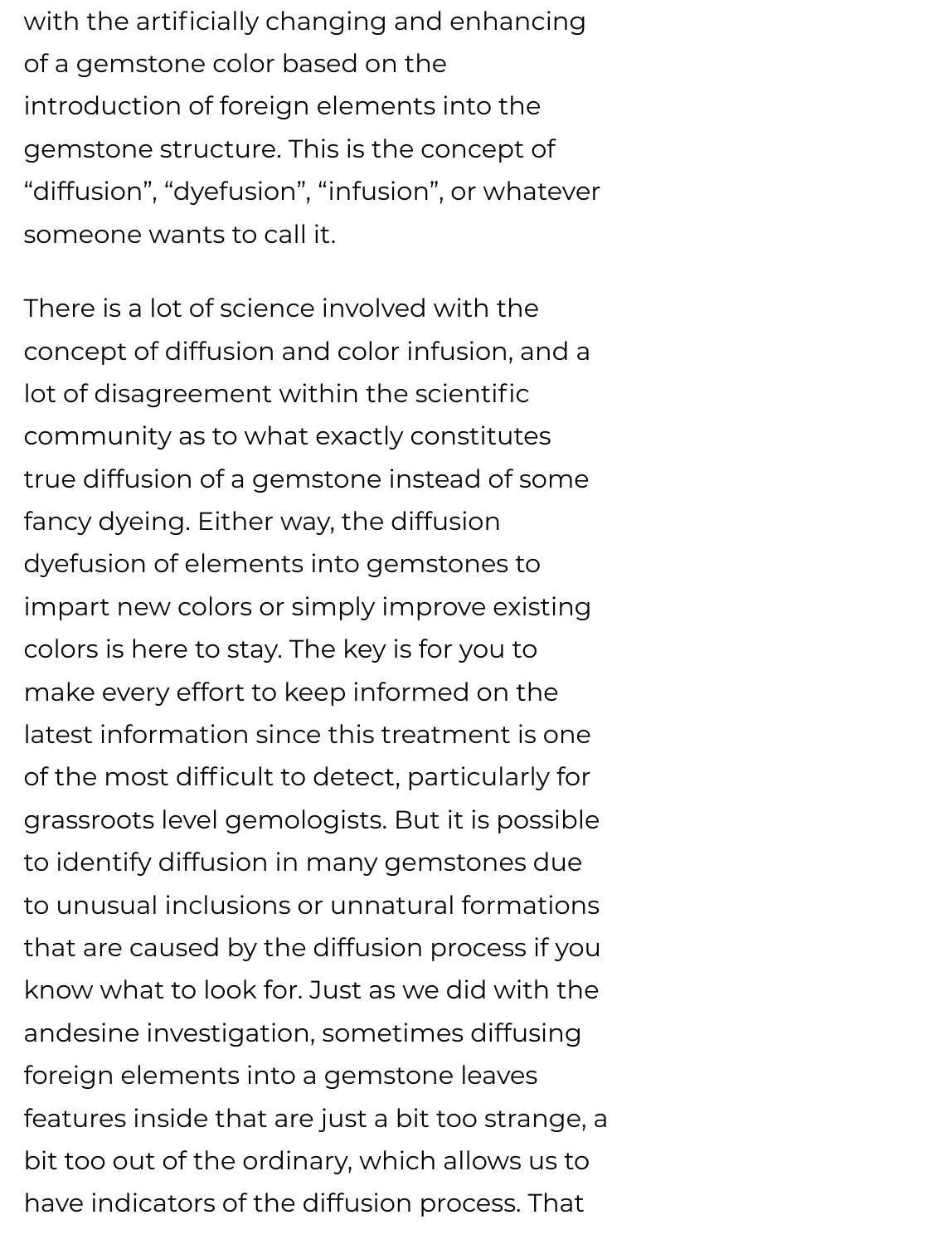with the artificially changing and enhancing of a gemstone color based on the introduction of foreign elements into the gemstone structure. This is the concept of “diffusion”, “dyefusion”, “infusion”, or whatever someone wants to call it.

There is a lot of science involved with the concept of diffusion and color infusion, and a lot of disagreement within the scientific community as to what exactly constitutes true diffusion of a gemstone instead of some fancy dyeing. Either way, the diffusion dyefusion of elements into gemstones to impart new colors or simply improve existing colors is here to stay. The key is for you to make every effort to keep informed on the latest information since this treatment is one of the most difficult to detect, particularly for grassroots level gemologists. But it is possible to identify diffusion in many gemstones due to unusual inclusions or unnatural formations that are caused by the diffusion process if you know what to look for. Just as we did with the andesine investigation, sometimes diffusing foreign elements into a gemstone leaves features inside that are just a bit too strange, a bit too out of the ordinary, which allows us to have indicators of the diffusion process. That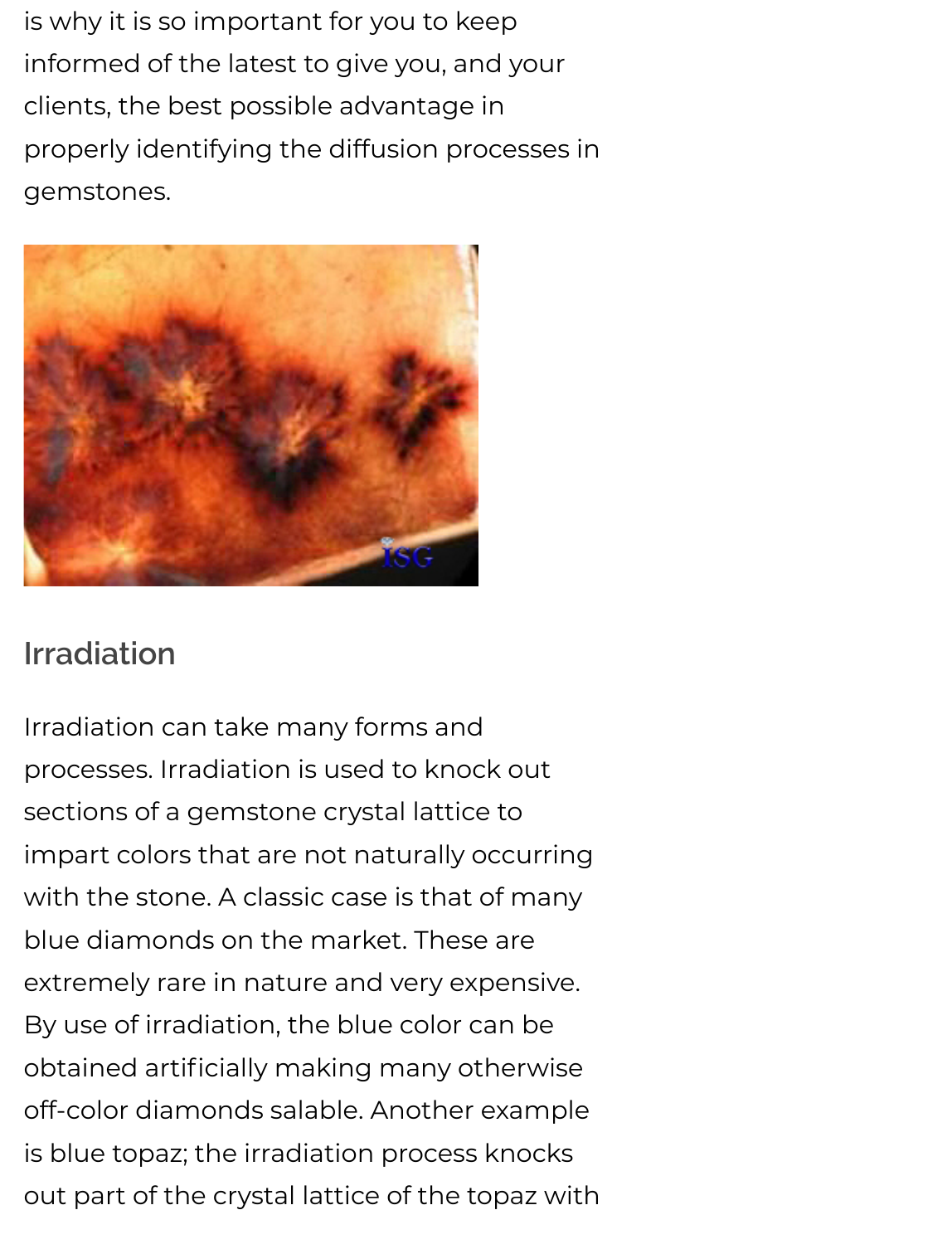is why it is so important for you to keep informed of the latest to give you, and your clients, the best possible advantage in properly identifying the diffusion processes in gemstones.

## Irradiation

Irradiation can take many forms and processes. Irradiation is used to knock out sections of a gemstone crystal lattice to impart colors that are not naturally occurring with the stone. A classic case is that of many blue diamonds on the market. These are extremely rare in nature and very expensive. By use of irradiation, the blue color can be obtained artificially making many otherwise off-color diamonds salable. Another example is blue topaz; the irradiation process knocks out part of the crystal lattice of the topaz with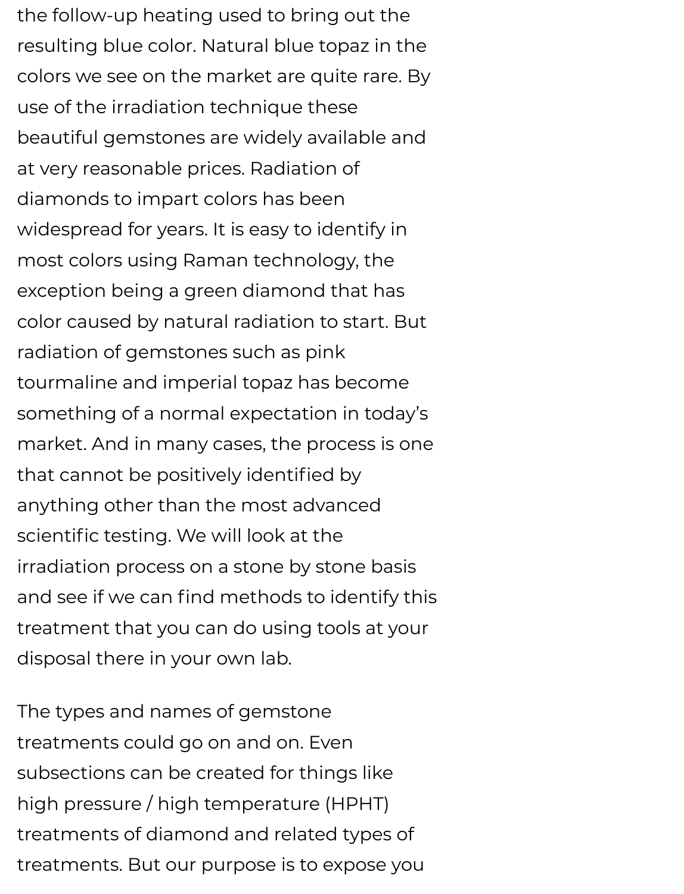the follow-up heating used to bring out the resulting blue color. Natural blue topaz in the colors we see on the market are quite rare. By use of the irradiation technique these beautiful gemstones are widely available and at very reasonable prices. Radiation of diamonds to impart colors has been widespread for years. It is easy to identify in most colors using Raman technology, the exception being a green diamond that has color caused by natural radiation to start. But radiation of gemstones such as pink tourmaline and imperial topaz has become something of a normal expectation in today's market. And in many cases, the process is one that cannot be positively identified by anything other than the most advanced scientific testing. We will look at the irradiation process on a stone by stone basis and see if we can find methods to identify this treatment that you can do using tools at your disposal there in your own lab.

The types and names of gemstone treatments could go on and on. Even subsections can be created for things like high pressure / high temperature (HPHT) treatments of diamond and related types of treatments. But our purpose is to expose you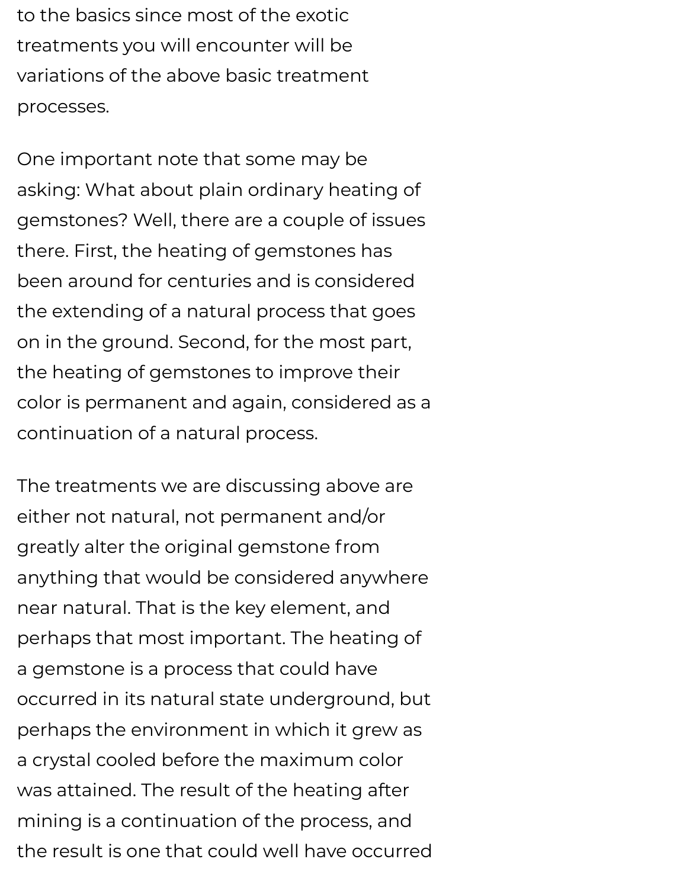to the basics since most of the exotic treatments you will encounter will be variations of the above basic treatment processes.

One important note that some may be asking: What about plain ordinary heating of gemstones? Well, there are a couple of issues there. First, the heating of gemstones has been around for centuries and is considered the extending of a natural process that goes on in the ground. Second, for the most part, the heating of gemstones to improve their color is permanent and again, considered as a continuation of a natural process.

The treatments we are discussing above are either not natural, not permanent and/or greatly alter the original gemstone from anything that would be considered anywhere near natural. That is the key element, and perhaps that most important. The heating of a gemstone is a process that could have occurred in its natural state underground, but perhaps the environment in which it grew as a crystal cooled before the maximum color was attained. The result of the heating after mining is a continuation of the process, and the result is one that could well have occurred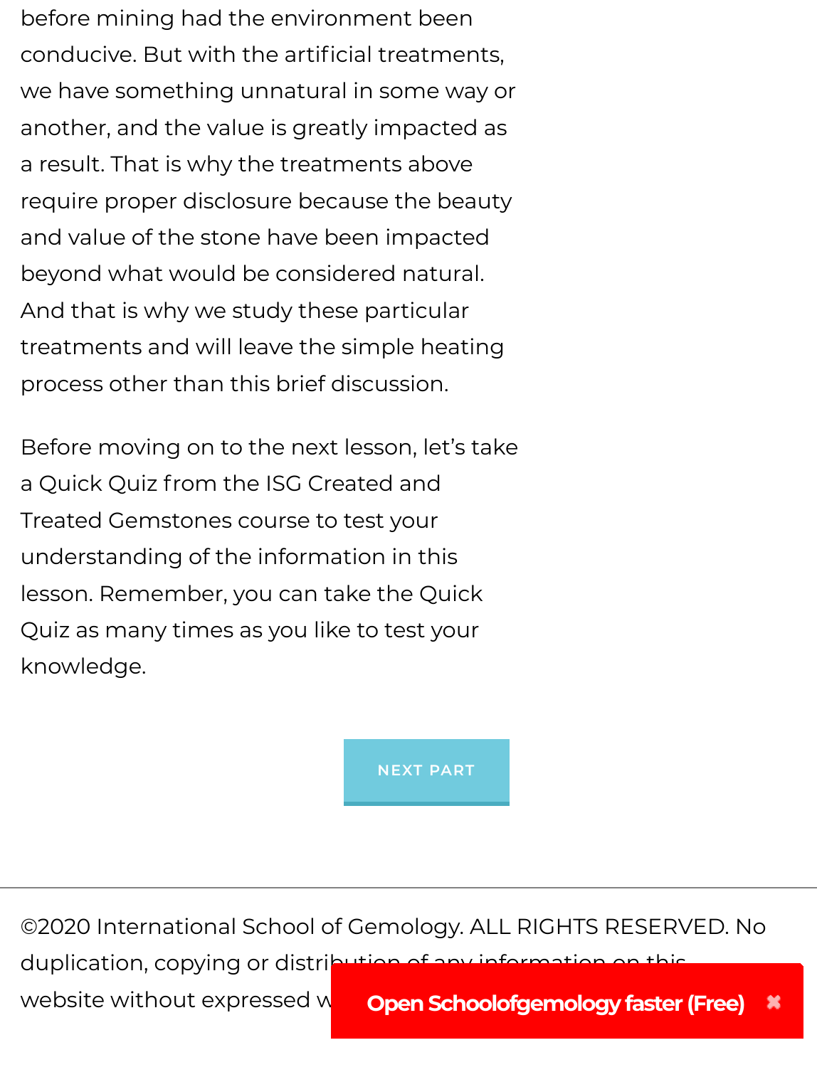before mining had the environment been conducive. But with the artificial treatments, we have something unnatural in some way or another, and the value is greatly impacted as a result. That is why the treatments above require proper disclosure because the beauty and value of the stone have been impacted beyond what would be considered natural. And that is why we study these particular treatments and will leave the simple heating process other than this brief discussion.

Before moving on to the next lesson, let's take a Quick Quiz from the ISG Created and Treated Gemstones course to test your understanding of the information in this lesson. Remember, you can take the Quick Quiz as many times as you like to test your knowledge.

NEXT PART

©2020 International School of Gemology. ALL RIGHTS RESERVED. No duplication, copying or distribution of any information on this website without expressed w

Open Schoolofgemology faster (Free)